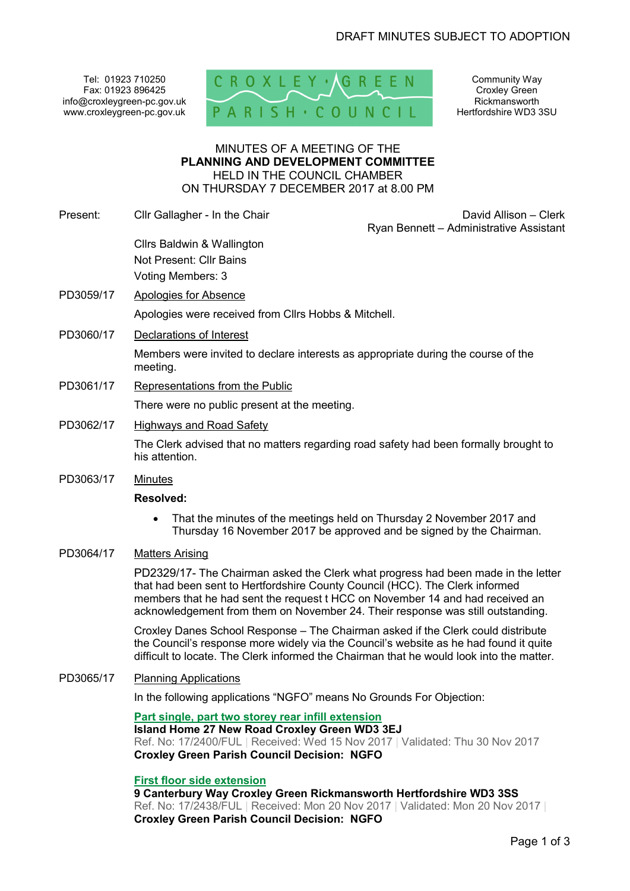DRAFT MINUTES SUBJECT TO ADOPTION

Tel: 01923 710250
Fax: 01923 896425
info@croxleygreen-pc.gov.uk
www.croxleygreen-pc.gov.uk

CROXLEY GREEN PARISH COUNCIL

Community Way
Croxley Green
Rickmansworth
Hertfordshire WD3 3SU

MINUTES OF A MEETING OF THE
**PLANNING AND DEVELOPMENT COMMITTEE**
HELD IN THE COUNCIL CHAMBER
ON THURSDAY 7 DECEMBER 2017 at 8.00 PM

Present: Cllr Gallagher - In the Chair

David Allison – Clerk
Ryan Bennett – Administrative Assistant

Cllrs Baldwin & Wallington
Not Present: Cllr Bains
Voting Members: 3

PD3059/17 Apologies for Absence

Apologies were received from Cllrs Hobbs & Mitchell.

PD3060/17 Declarations of Interest

Members were invited to declare interests as appropriate during the course of the meeting.

PD3061/17 Representations from the Public

There were no public present at the meeting.

PD3062/17 Highways and Road Safety

The Clerk advised that no matters regarding road safety had been formally brought to his attention.

PD3063/17 Minutes

**Resolved:**

- That the minutes of the meetings held on Thursday 2 November 2017 and Thursday 16 November 2017 be approved and be signed by the Chairman.

PD3064/17 Matters Arising

PD2329/17- The Chairman asked the Clerk what progress had been made in the letter that had been sent to Hertfordshire County Council (HCC). The Clerk informed members that he had sent the request t HCC on November 14 and had received an acknowledgement from them on November 24. Their response was still outstanding.

Croxley Danes School Response – The Chairman asked if the Clerk could distribute the Council's response more widely via the Council's website as he had found it quite difficult to locate. The Clerk informed the Chairman that he would look into the matter.

PD3065/17 Planning Applications

In the following applications "NGFO" means No Grounds For Objection:

**Part single, part two storey rear infill extension**
**Island Home 27 New Road Croxley Green WD3 3EJ**
Ref. No: 17/2400/FUL | Received: Wed 15 Nov 2017 | Validated: Thu 30 Nov 2017
**Croxley Green Parish Council Decision: NGFO**

**First floor side extension**
**9 Canterbury Way Croxley Green Rickmansworth Hertfordshire WD3 3SS**
Ref. No: 17/2438/FUL | Received: Mon 20 Nov 2017 | Validated: Mon 20 Nov 2017 |
**Croxley Green Parish Council Decision: NGFO**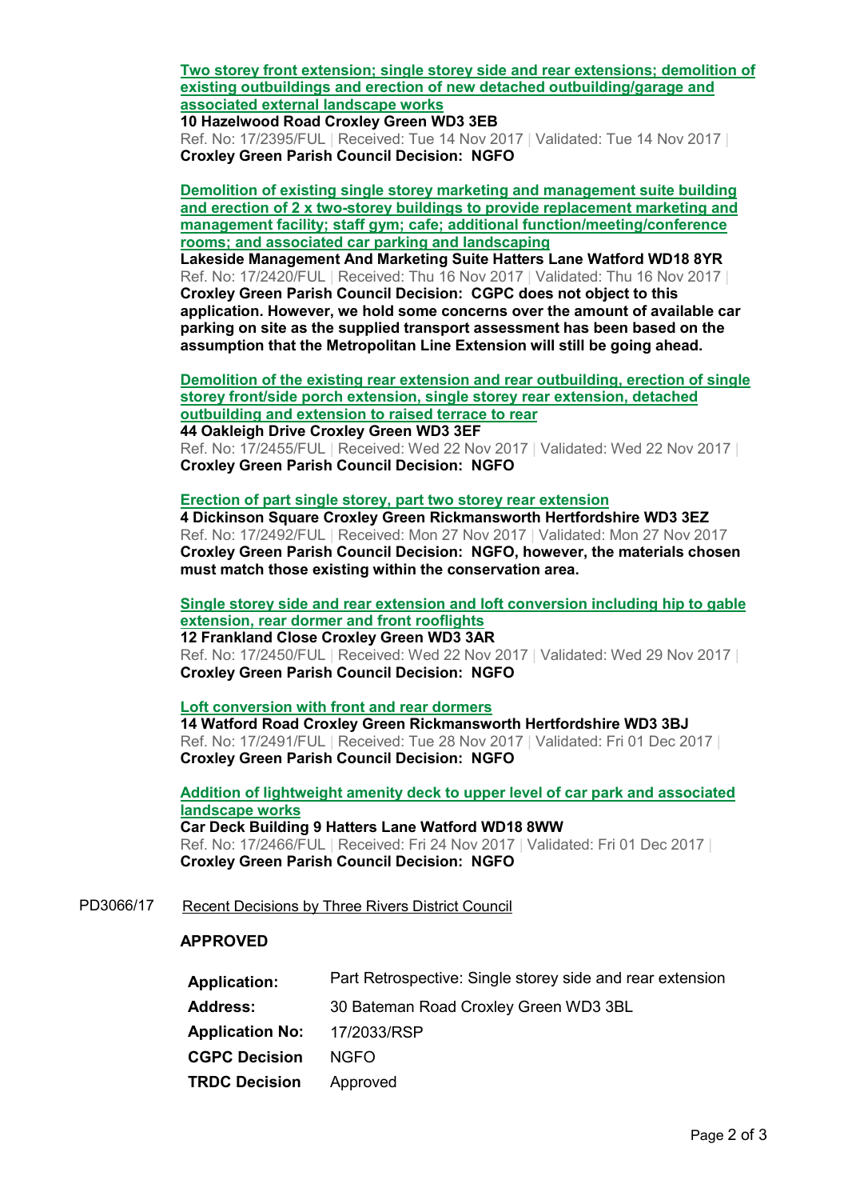[Two storey front extension; single storey side and rear extensions; demolition of existing outbuildings and erection of new detached outbuilding/garage and associated external landscape works]

**10 Hazelwood Road Croxley Green WD3 3EB**
Ref. No: 17/2395/FUL | Received: Tue 14 Nov 2017 | Validated: Tue 14 Nov 2017 |
**Croxley Green Parish Council Decision: NGFO**

[Demolition of existing single storey marketing and management suite building and erection of 2 x two-storey buildings to provide replacement marketing and management facility; staff gym; cafe; additional function/meeting/conference rooms; and associated car parking and landscaping]

**Lakeside Management And Marketing Suite Hatters Lane Watford WD18 8YR**
Ref. No: 17/2420/FUL | Received: Thu 16 Nov 2017 | Validated: Thu 16 Nov 2017 |
**Croxley Green Parish Council Decision: CGPC does not object to this application. However, we hold some concerns over the amount of available car parking on site as the supplied transport assessment has been based on the assumption that the Metropolitan Line Extension will still be going ahead.**

[Demolition of the existing rear extension and rear outbuilding, erection of single storey front/side porch extension, single storey rear extension, detached outbuilding and extension to raised terrace to rear]

**44 Oakleigh Drive Croxley Green WD3 3EF**
Ref. No: 17/2455/FUL | Received: Wed 22 Nov 2017 | Validated: Wed 22 Nov 2017 |
**Croxley Green Parish Council Decision: NGFO**

[Erection of part single storey, part two storey rear extension]

**4 Dickinson Square Croxley Green Rickmansworth Hertfordshire WD3 3EZ**
Ref. No: 17/2492/FUL | Received: Mon 27 Nov 2017 | Validated: Mon 27 Nov 2017 |
**Croxley Green Parish Council Decision: NGFO, however, the materials chosen must match those existing within the conservation area.**

[Single storey side and rear extension and loft conversion including hip to gable extension, rear dormer and front rooflights]

**12 Frankland Close Croxley Green WD3 3AR**
Ref. No: 17/2450/FUL | Received: Wed 22 Nov 2017 | Validated: Wed 29 Nov 2017 |
**Croxley Green Parish Council Decision: NGFO**

[Loft conversion with front and rear dormers]

**14 Watford Road Croxley Green Rickmansworth Hertfordshire WD3 3BJ**
Ref. No: 17/2491/FUL | Received: Tue 28 Nov 2017 | Validated: Fri 01 Dec 2017 |
**Croxley Green Parish Council Decision: NGFO**

[Addition of lightweight amenity deck to upper level of car park and associated landscape works]

**Car Deck Building 9 Hatters Lane Watford WD18 8WW**
Ref. No: 17/2466/FUL | Received: Fri 24 Nov 2017 | Validated: Fri 01 Dec 2017 |
**Croxley Green Parish Council Decision: NGFO**

PD3066/17 Recent Decisions by Three Rivers District Council

**APPROVED**

| | |
|---|---|
| **Application:** | Part Retrospective: Single storey side and rear extension |
| **Address:** | 30 Bateman Road Croxley Green WD3 3BL |
| **Application No:** | 17/2033/RSP |
| **CGPC Decision** | NGFO |
| **TRDC Decision** | Approved |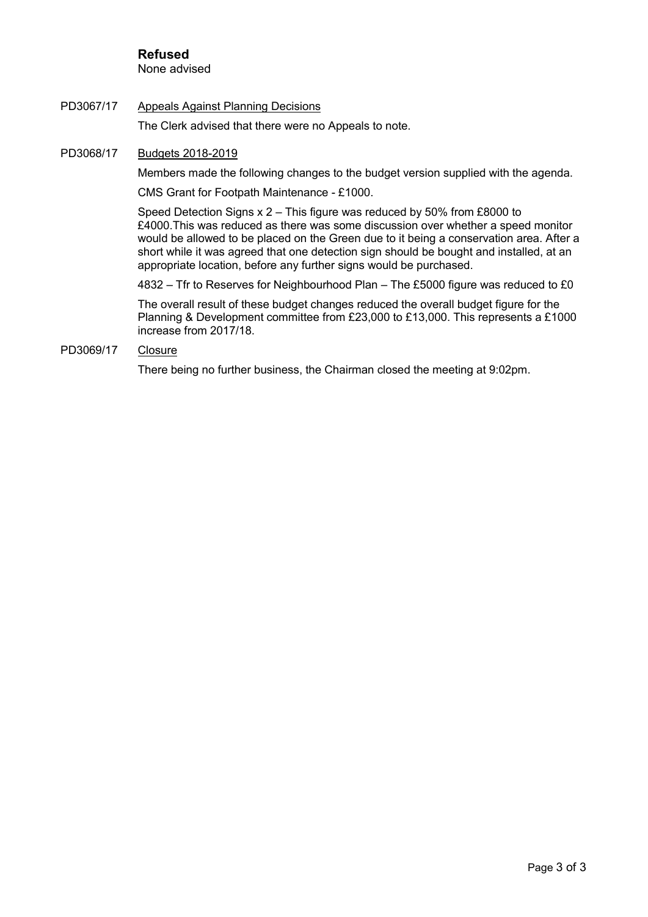**Refused**

None advised

PD3067/17 Appeals Against Planning Decisions

The Clerk advised that there were no Appeals to note.

PD3068/17 Budgets 2018-2019

Members made the following changes to the budget version supplied with the agenda.

CMS Grant for Footpath Maintenance - £1000.

Speed Detection Signs x 2 – This figure was reduced by 50% from £8000 to £4000.This was reduced as there was some discussion over whether a speed monitor would be allowed to be placed on the Green due to it being a conservation area. After a short while it was agreed that one detection sign should be bought and installed, at an appropriate location, before any further signs would be purchased.

4832 – Tfr to Reserves for Neighbourhood Plan – The £5000 figure was reduced to £0

The overall result of these budget changes reduced the overall budget figure for the Planning & Development committee from £23,000 to £13,000. This represents a £1000 increase from 2017/18.

PD3069/17 Closure

There being no further business, the Chairman closed the meeting at 9:02pm.